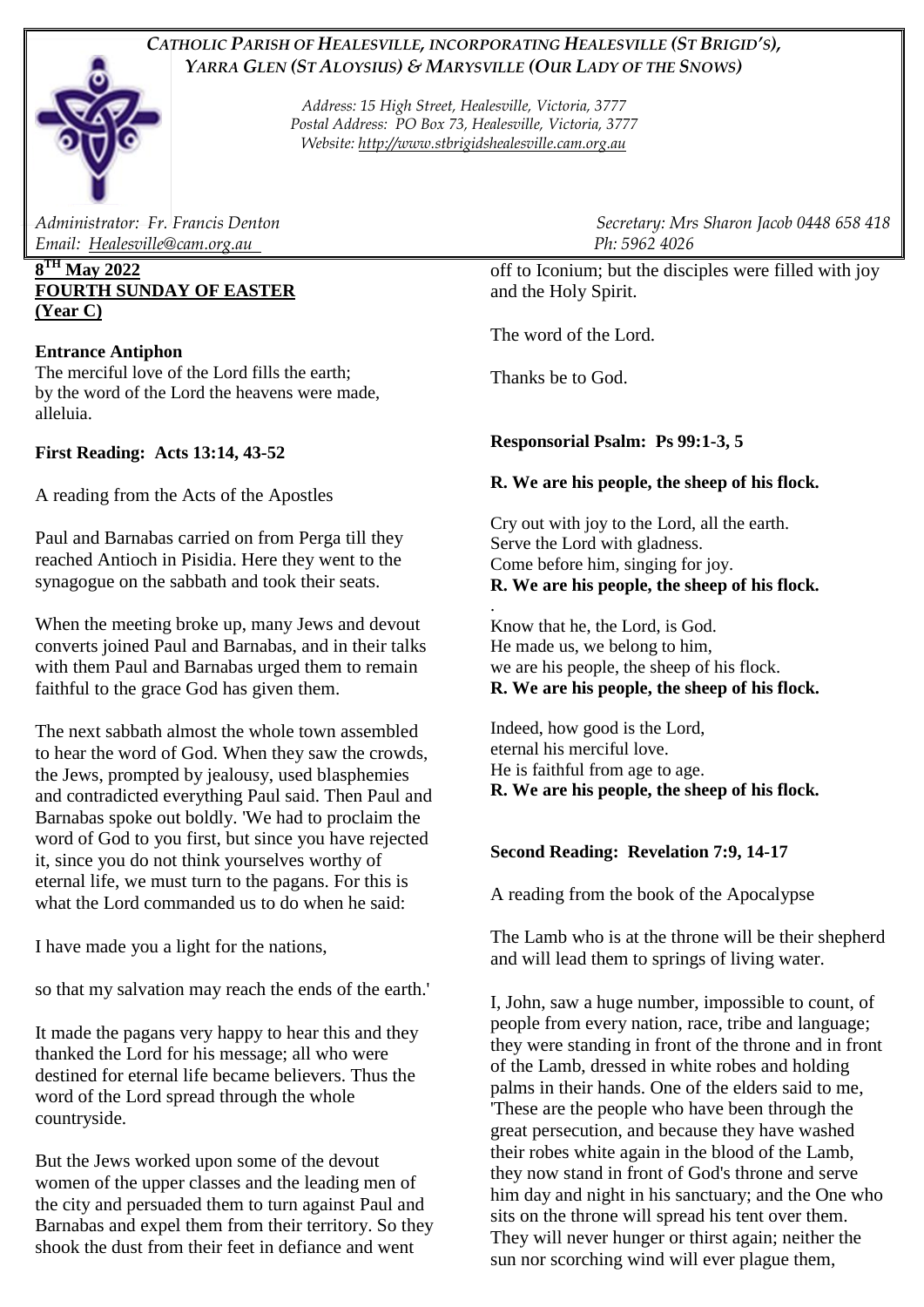*CATHOLIC PARISH OF HEALESVILLE, INCORPORATING HEALESVILLE (ST BRIGID'S), YARRA GLEN (ST ALOYSIUS) & MARYSVILLE (OUR LADY OF THE SNOWS)*

*Address: 15 High Street, Healesville, Victoria, 3777*
*Postal Address: PO Box 73, Healesville, Victoria, 3777*
*Website: http://www.stbrigidshealesville.cam.org.au*

*Administrator: Fr. Francis Denton* — *Secretary: Mrs Sharon Jacob 0448 658 418*
*Email: Healesville@cam.org.au* — *Ph: 5962 4026*

**8TH May 2022**
**FOURTH SUNDAY OF EASTER**
**(Year C)**

**Entrance Antiphon**
The merciful love of the Lord fills the earth;
by the word of the Lord the heavens were made,
alleluia.

**First Reading: Acts 13:14, 43-52**

A reading from the Acts of the Apostles

Paul and Barnabas carried on from Perga till they reached Antioch in Pisidia. Here they went to the synagogue on the sabbath and took their seats.

When the meeting broke up, many Jews and devout converts joined Paul and Barnabas, and in their talks with them Paul and Barnabas urged them to remain faithful to the grace God has given them.

The next sabbath almost the whole town assembled to hear the word of God. When they saw the crowds, the Jews, prompted by jealousy, used blasphemies and contradicted everything Paul said. Then Paul and Barnabas spoke out boldly. 'We had to proclaim the word of God to you first, but since you have rejected it, since you do not think yourselves worthy of eternal life, we must turn to the pagans. For this is what the Lord commanded us to do when he said:

I have made you a light for the nations,

so that my salvation may reach the ends of the earth.'

It made the pagans very happy to hear this and they thanked the Lord for his message; all who were destined for eternal life became believers. Thus the word of the Lord spread through the whole countryside.

But the Jews worked upon some of the devout women of the upper classes and the leading men of the city and persuaded them to turn against Paul and Barnabas and expel them from their territory. So they shook the dust from their feet in defiance and went off to Iconium; but the disciples were filled with joy and the Holy Spirit.

The word of the Lord.

Thanks be to God.

**Responsorial Psalm: Ps 99:1-3, 5**

**R. We are his people, the sheep of his flock.**

Cry out with joy to the Lord, all the earth.
Serve the Lord with gladness.
Come before him, singing for joy.
**R. We are his people, the sheep of his flock.**

Know that he, the Lord, is God.
He made us, we belong to him,
we are his people, the sheep of his flock.
**R. We are his people, the sheep of his flock.**

Indeed, how good is the Lord,
eternal his merciful love.
He is faithful from age to age.
**R. We are his people, the sheep of his flock.**

**Second Reading: Revelation 7:9, 14-17**

A reading from the book of the Apocalypse

The Lamb who is at the throne will be their shepherd and will lead them to springs of living water.

I, John, saw a huge number, impossible to count, of people from every nation, race, tribe and language; they were standing in front of the throne and in front of the Lamb, dressed in white robes and holding palms in their hands. One of the elders said to me, 'These are the people who have been through the great persecution, and because they have washed their robes white again in the blood of the Lamb, they now stand in front of God's throne and serve him day and night in his sanctuary; and the One who sits on the throne will spread his tent over them. They will never hunger or thirst again; neither the sun nor scorching wind will ever plague them,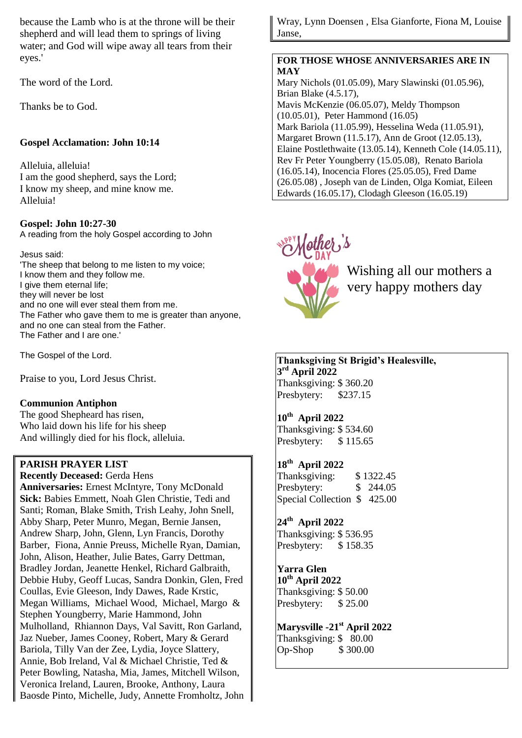because the Lamb who is at the throne will be their shepherd and will lead them to springs of living water; and God will wipe away all tears from their eyes.'

The word of the Lord.

Thanks be to God.

**Gospel Acclamation: John 10:14**

Alleluia, alleluia!
I am the good shepherd, says the Lord;
I know my sheep, and mine know me.
Alleluia!

**Gospel: John 10:27-30**
A reading from the holy Gospel according to John

Jesus said:
'The sheep that belong to me listen to my voice;
I know them and they follow me.
I give them eternal life;
they will never be lost
and no one will ever steal them from me.
The Father who gave them to me is greater than anyone,
and no one can steal from the Father.
The Father and I are one.'

The Gospel of the Lord.

Praise to you, Lord Jesus Christ.

**Communion Antiphon**
The good Shepheard has risen,
Who laid down his life for his sheep
And willingly died for his flock, alleluia.

**PARISH PRAYER LIST**
**Recently Deceased:** Gerda Hens
**Anniversaries:** Ernest McIntyre, Tony McDonald
**Sick:** Babies Emmett, Noah Glen Christie, Tedi and Santi; Roman, Blake Smith, Trish Leahy, John Snell, Abby Sharp, Peter Munro, Megan, Bernie Jansen, Andrew Sharp, John, Glenn, Lyn Francis, Dorothy Barber, Fiona, Annie Preuss, Michelle Ryan, Damian, John, Alison, Heather, Julie Bates, Garry Dettman, Bradley Jordan, Jeanette Henkel, Richard Galbraith, Debbie Huby, Geoff Lucas, Sandra Donkin, Glen, Fred Coullas, Evie Gleeson, Indy Dawes, Rade Krstic, Megan Williams, Michael Wood, Michael, Margo & Stephen Youngberry, Marie Hammond, John Mulholland, Rhiannon Days, Val Savitt, Ron Garland, Jaz Nueber, James Cooney, Robert, Mary & Gerard Bariola, Tilly Van der Zee, Lydia, Joyce Slattery, Annie, Bob Ireland, Val & Michael Christie, Ted & Peter Bowling, Natasha, Mia, James, Mitchell Wilson, Veronica Ireland, Lauren, Brooke, Anthony, Laura Baosde Pinto, Michelle, Judy, Annette Fromholtz, John Wray, Lynn Doensen , Elsa Gianforte, Fiona M, Louise Janse,

**FOR THOSE WHOSE ANNIVERSARIES ARE IN MAY**
Mary Nichols (01.05.09), Mary Slawinski (01.05.96), Brian Blake (4.5.17), Mavis McKenzie (06.05.07), Meldy Thompson (10.05.01), Peter Hammond (16.05) Mark Bariola (11.05.99), Hesselina Weda (11.05.91), Margaret Brown (11.5.17), Ann de Groot (12.05.13), Elaine Postlethwaite (13.05.14), Kenneth Cole (14.05.11), Rev Fr Peter Youngberry (15.05.08), Renato Bariola (16.05.14), Inocencia Flores (25.05.05), Fred Dame (26.05.08) , Joseph van de Linden, Olga Komiat, Eileen Edwards (16.05.17), Clodagh Gleeson (16.05.19)

Happy Mother's Day

Wishing all our mothers a very happy mothers day

**Thanksgiving St Brigid's Healesville, 3rd April 2022**
Thanksgiving: $ 360.20
Presbytery: $237.15

**10th April 2022**
Thanksgiving: $ 534.60
Presbytery: $ 115.65

**18th April 2022**
Thanksgiving: $ 1322.45
Presbytery: $ 244.05
Special Collection $ 425.00

**24th April 2022**
Thanksgiving: $ 536.95
Presbytery: $ 158.35

**Yarra Glen**
**10th April 2022**
Thanksgiving: $ 50.00
Presbytery: $ 25.00

**Marysville -21st April 2022**
Thanksgiving: $ 80.00
Op-Shop $ 300.00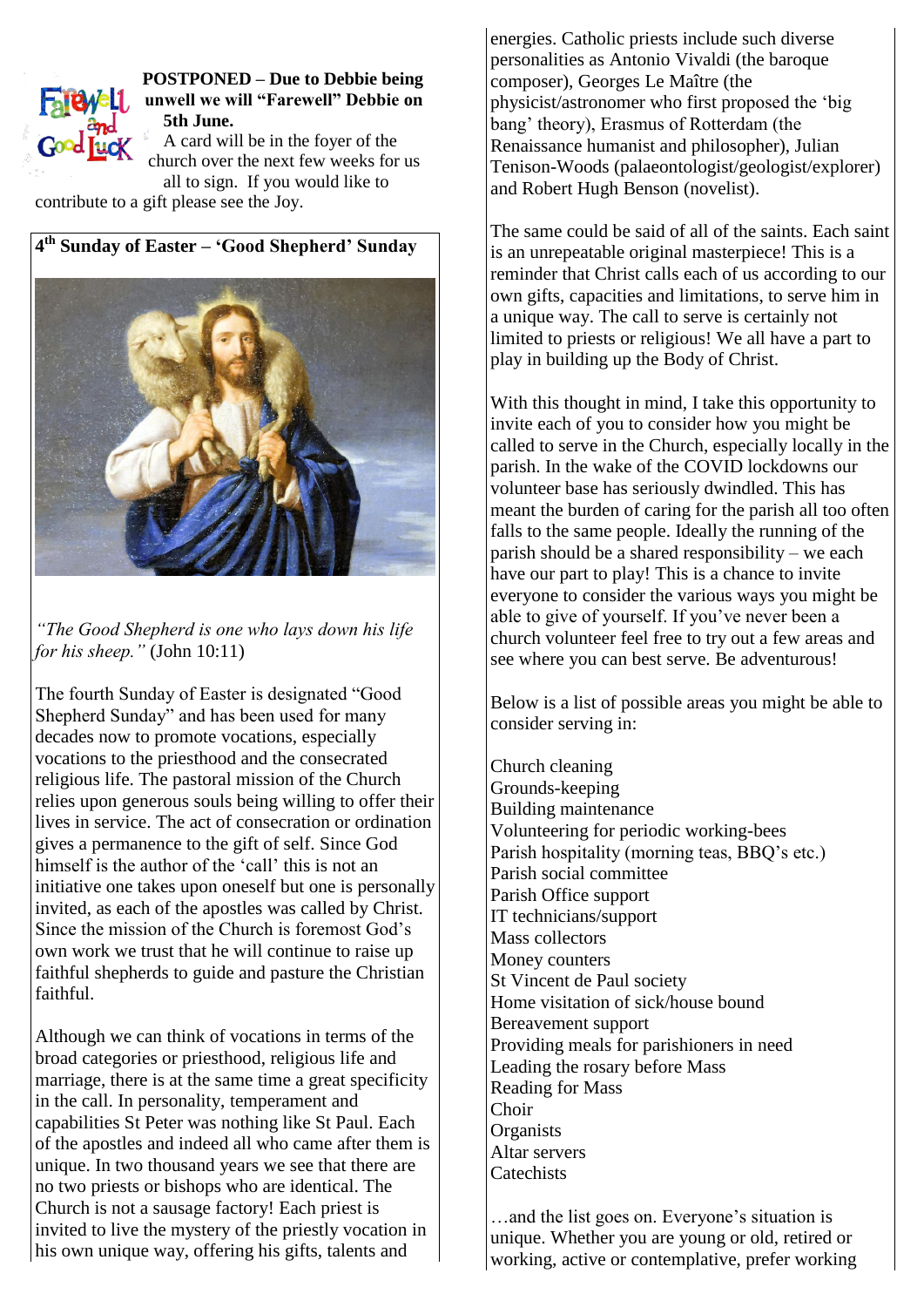**POSTPONED – Due to Debbie being unwell we will "Farewell" Debbie on 5th June.**

A card will be in the foyer of the church over the next few weeks for us all to sign. If you would like to contribute to a gift please see the Joy.

## 4th Sunday of Easter – 'Good Shepherd' Sunday

*"The Good Shepherd is one who lays down his life for his sheep."* (John 10:11)

The fourth Sunday of Easter is designated "Good Shepherd Sunday" and has been used for many decades now to promote vocations, especially vocations to the priesthood and the consecrated religious life. The pastoral mission of the Church relies upon generous souls being willing to offer their lives in service. The act of consecration or ordination gives a permanence to the gift of self. Since God himself is the author of the 'call' this is not an initiative one takes upon oneself but one is personally invited, as each of the apostles was called by Christ. Since the mission of the Church is foremost God's own work we trust that he will continue to raise up faithful shepherds to guide and pasture the Christian faithful.

Although we can think of vocations in terms of the broad categories or priesthood, religious life and marriage, there is at the same time a great specificity in the call. In personality, temperament and capabilities St Peter was nothing like St Paul. Each of the apostles and indeed all who came after them is unique. In two thousand years we see that there are no two priests or bishops who are identical. The Church is not a sausage factory! Each priest is invited to live the mystery of the priestly vocation in his own unique way, offering his gifts, talents and energies. Catholic priests include such diverse personalities as Antonio Vivaldi (the baroque composer), Georges Le Maître (the physicist/astronomer who first proposed the 'big bang' theory), Erasmus of Rotterdam (the Renaissance humanist and philosopher), Julian Tenison-Woods (palaeontologist/geologist/explorer) and Robert Hugh Benson (novelist).

The same could be said of all of the saints. Each saint is an unrepeatable original masterpiece! This is a reminder that Christ calls each of us according to our own gifts, capacities and limitations, to serve him in a unique way. The call to serve is certainly not limited to priests or religious! We all have a part to play in building up the Body of Christ.

With this thought in mind, I take this opportunity to invite each of you to consider how you might be called to serve in the Church, especially locally in the parish. In the wake of the COVID lockdowns our volunteer base has seriously dwindled. This has meant the burden of caring for the parish all too often falls to the same people. Ideally the running of the parish should be a shared responsibility – we each have our part to play! This is a chance to invite everyone to consider the various ways you might be able to give of yourself. If you've never been a church volunteer feel free to try out a few areas and see where you can best serve. Be adventurous!

Below is a list of possible areas you might be able to consider serving in:

Church cleaning
Grounds-keeping
Building maintenance
Volunteering for periodic working-bees
Parish hospitality (morning teas, BBQ's etc.)
Parish social committee
Parish Office support
IT technicians/support
Mass collectors
Money counters
St Vincent de Paul society
Home visitation of sick/house bound
Bereavement support
Providing meals for parishioners in need
Leading the rosary before Mass
Reading for Mass
Choir
Organists
Altar servers
Catechists

…and the list goes on. Everyone's situation is unique. Whether you are young or old, retired or working, active or contemplative, prefer working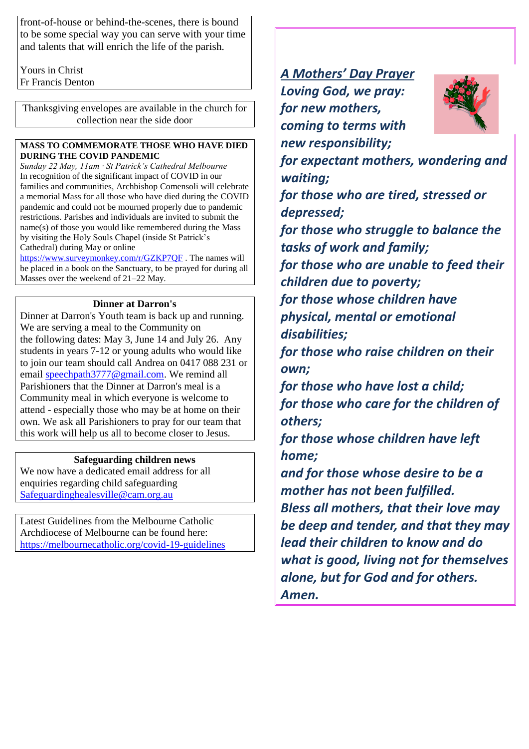front-of-house or behind-the-scenes, there is bound to be some special way you can serve with your time and talents that will enrich the life of the parish.

Yours in Christ
Fr Francis Denton

Thanksgiving envelopes are available in the church for collection near the side door

**MASS TO COMMEMORATE THOSE WHO HAVE DIED DURING THE COVID PANDEMIC**

*Sunday 22 May, 11am · St Patrick's Cathedral Melbourne*

In recognition of the significant impact of COVID in our families and communities, Archbishop Comensoli will celebrate a memorial Mass for all those who have died during the COVID pandemic and could not be mourned properly due to pandemic restrictions. Parishes and individuals are invited to submit the name(s) of those you would like remembered during the Mass by visiting the Holy Souls Chapel (inside St Patrick's Cathedral) during May or online https://www.surveymonkey.com/r/GZKP7QF . The names will be placed in a book on the Sanctuary, to be prayed for during all Masses over the weekend of 21–22 May.

**Dinner at Darron's**

Dinner at Darron's Youth team is back up and running. We are serving a meal to the Community on the following dates: May 3, June 14 and July 26. Any students in years 7-12 or young adults who would like to join our team should call Andrea on 0417 088 231 or email speechpath3777@gmail.com. We remind all Parishioners that the Dinner at Darron's meal is a Community meal in which everyone is welcome to attend - especially those who may be at home on their own. We ask all Parishioners to pray for our team that this work will help us all to become closer to Jesus.

**Safeguarding children news**

We now have a dedicated email address for all enquiries regarding child safeguarding
Safeguardinghealesville@cam.org.au

Latest Guidelines from the Melbourne Catholic Archdiocese of Melbourne can be found here:
https://melbournecatholic.org/covid-19-guidelines

***A Mothers' Day Prayer***

***Loving God, we pray:***
***for new mothers, coming to terms with new responsibility;***
***for expectant mothers, wondering and waiting;***
***for those who are tired, stressed or depressed;***
***for those who struggle to balance the tasks of work and family;***
***for those who are unable to feed their children due to poverty;***
***for those whose children have physical, mental or emotional disabilities;***
***for those who raise children on their own;***
***for those who have lost a child;***
***for those who care for the children of others;***
***for those whose children have left home;***
***and for those whose desire to be a mother has not been fulfilled.***
***Bless all mothers, that their love may be deep and tender, and that they may lead their children to know and do what is good, living not for themselves alone, but for God and for others.***
***Amen.***